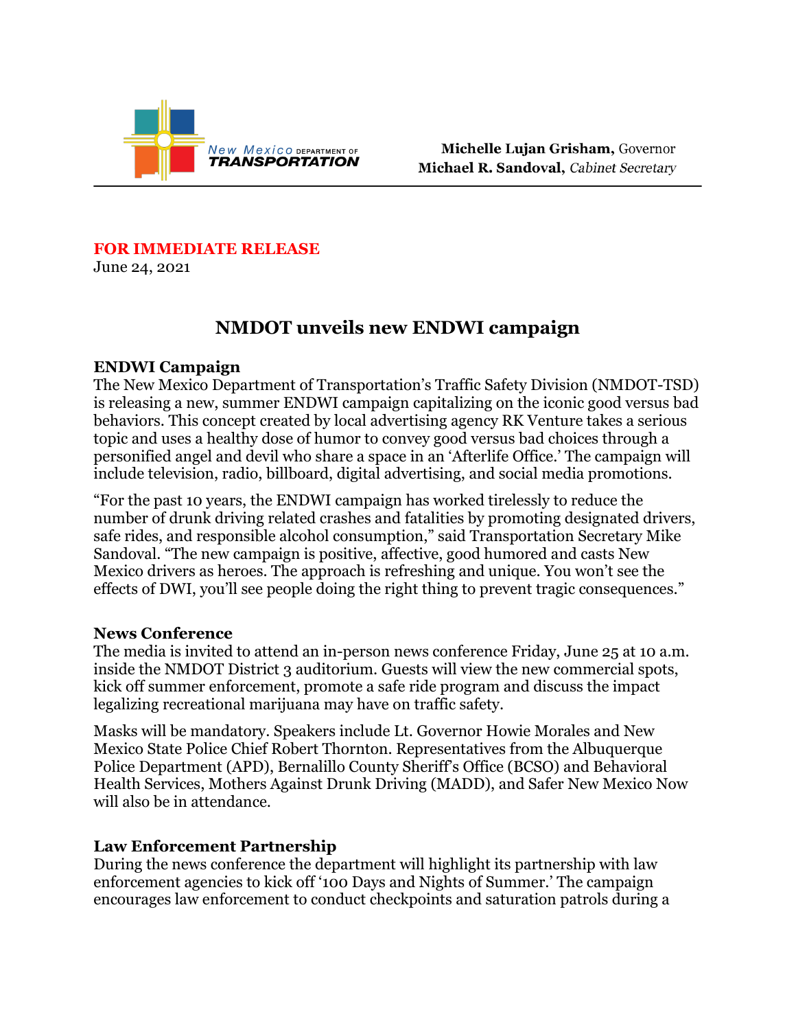New Mexico DEPARTMENT OF TRANSPORTATION

**Michelle Lujan Grisham,** Governor
**Michael R. Sandoval,** *Cabinet Secretary*

---

**FOR IMMEDIATE RELEASE**
June 24, 2021

# NMDOT unveils new ENDWI campaign

### ENDWI Campaign

The New Mexico Department of Transportation's Traffic Safety Division (NMDOT-TSD) is releasing a new, summer ENDWI campaign capitalizing on the iconic good versus bad behaviors. This concept created by local advertising agency RK Venture takes a serious topic and uses a healthy dose of humor to convey good versus bad choices through a personified angel and devil who share a space in an 'Afterlife Office.' The campaign will include television, radio, billboard, digital advertising, and social media promotions.

"For the past 10 years, the ENDWI campaign has worked tirelessly to reduce the number of drunk driving related crashes and fatalities by promoting designated drivers, safe rides, and responsible alcohol consumption," said Transportation Secretary Mike Sandoval. "The new campaign is positive, affective, good humored and casts New Mexico drivers as heroes. The approach is refreshing and unique. You won't see the effects of DWI, you'll see people doing the right thing to prevent tragic consequences."

### News Conference

The media is invited to attend an in-person news conference Friday, June 25 at 10 a.m. inside the NMDOT District 3 auditorium. Guests will view the new commercial spots, kick off summer enforcement, promote a safe ride program and discuss the impact legalizing recreational marijuana may have on traffic safety.

Masks will be mandatory. Speakers include Lt. Governor Howie Morales and New Mexico State Police Chief Robert Thornton. Representatives from the Albuquerque Police Department (APD), Bernalillo County Sheriff's Office (BCSO) and Behavioral Health Services, Mothers Against Drunk Driving (MADD), and Safer New Mexico Now will also be in attendance.

### Law Enforcement Partnership

During the news conference the department will highlight its partnership with law enforcement agencies to kick off '100 Days and Nights of Summer.' The campaign encourages law enforcement to conduct checkpoints and saturation patrols during a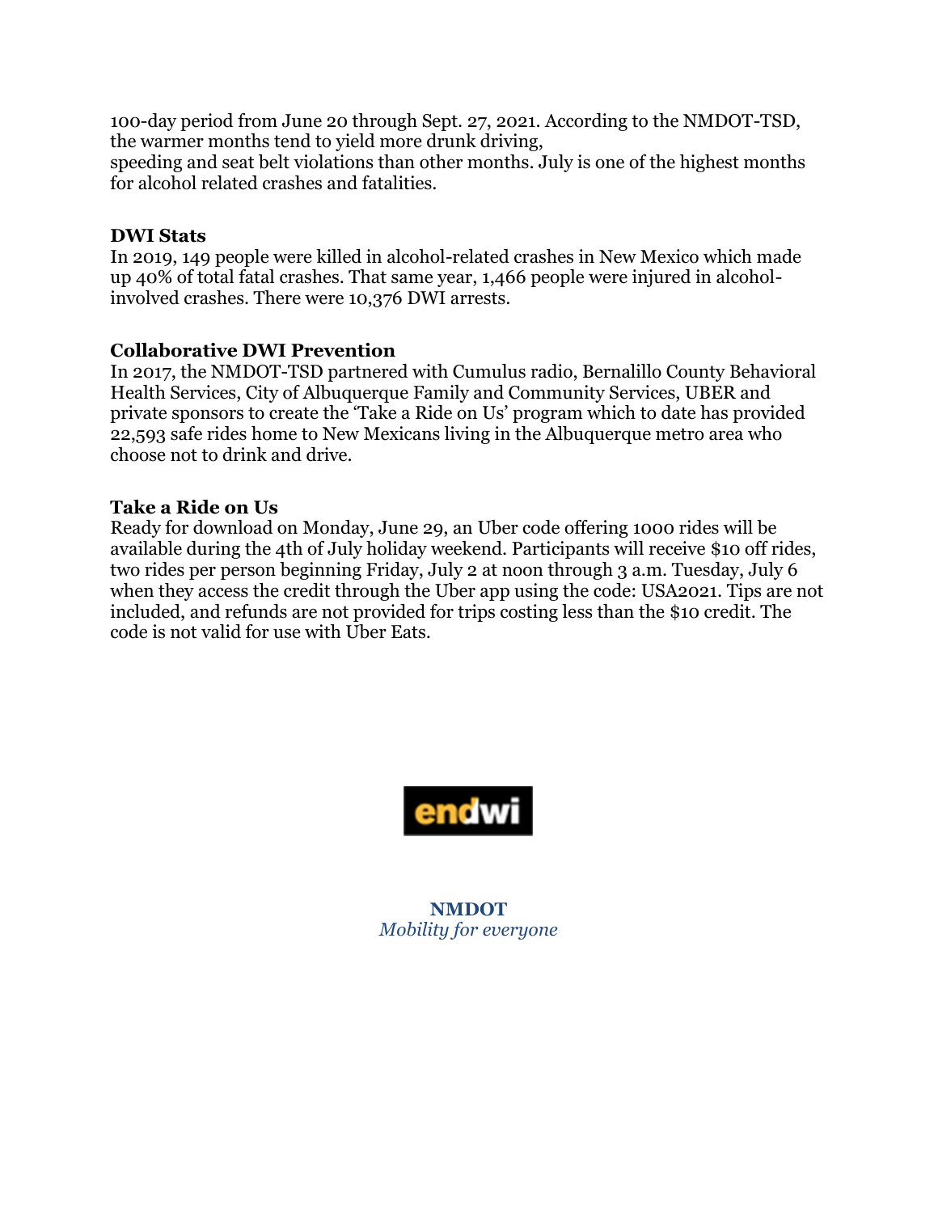100-day period from June 20 through Sept. 27, 2021. According to the NMDOT-TSD, the warmer months tend to yield more drunk driving,
speeding and seat belt violations than other months. July is one of the highest months for alcohol related crashes and fatalities.

**DWI Stats**
In 2019, 149 people were killed in alcohol-related crashes in New Mexico which made up 40% of total fatal crashes. That same year, 1,466 people were injured in alcohol-involved crashes. There were 10,376 DWI arrests.

**Collaborative DWI Prevention**
In 2017, the NMDOT-TSD partnered with Cumulus radio, Bernalillo County Behavioral Health Services, City of Albuquerque Family and Community Services, UBER and private sponsors to create the 'Take a Ride on Us' program which to date has provided 22,593 safe rides home to New Mexicans living in the Albuquerque metro area who choose not to drink and drive.

**Take a Ride on Us**
Ready for download on Monday, June 29, an Uber code offering 1000 rides will be available during the 4th of July holiday weekend. Participants will receive $10 off rides, two rides per person beginning Friday, July 2 at noon through 3 a.m. Tuesday, July 6 when they access the credit through the Uber app using the code: USA2021. Tips are not included, and refunds are not provided for trips costing less than the $10 credit. The code is not valid for use with Uber Eats.

endwi

**NMDOT**
*Mobility for everyone*